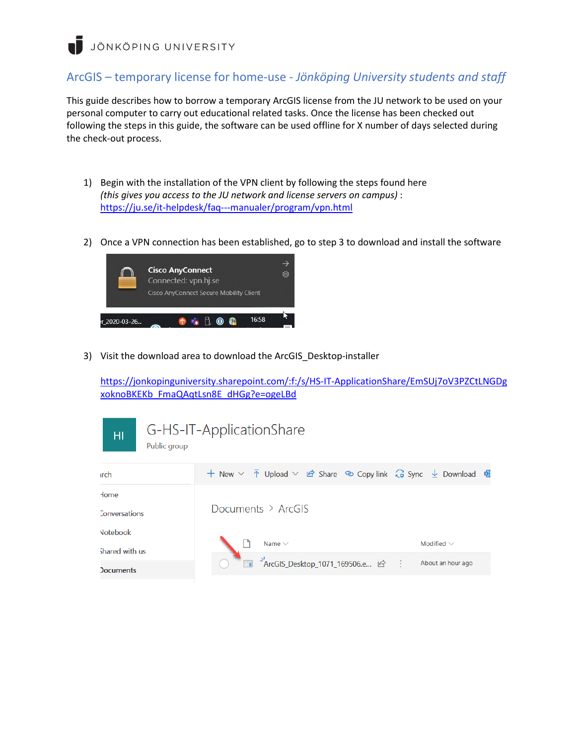JÖNKÖPING UNIVERSITY

# ArcGIS – temporary license for home-use - *Jönköping University students and staff*

This guide describes how to borrow a temporary ArcGIS license from the JU network to be used on your personal computer to carry out educational related tasks. Once the license has been checked out following the steps in this guide, the software can be used offline for X number of days selected during the check-out process.

1) Begin with the installation of the VPN client by following the steps found here *(this gives you access to the JU network and license servers on campus)* : [https://ju.se/it-helpdesk/faq---manualer/program/vpn.html](https://ju.se/it-helpdesk/faq---manualer/program/vpn.html)

2) Once a VPN connection has been established, go to step 3 to download and install the software

3) Visit the download area to download the ArcGIS_Desktop-installer

   [https://jonkopinguniversity.sharepoint.com/:f:/s/HS-IT-ApplicationShare/EmSUj7oV3PZCtLNGDgxoknoBKEKb_FmaQAqtLsn8E_dHGg?e=ogeLBd](https://jonkopinguniversity.sharepoint.com/:f:/s/HS-IT-ApplicationShare/EmSUj7oV3PZCtLNGDgxoknoBKEKb_FmaQAqtLsn8E_dHGg?e=ogeLBd)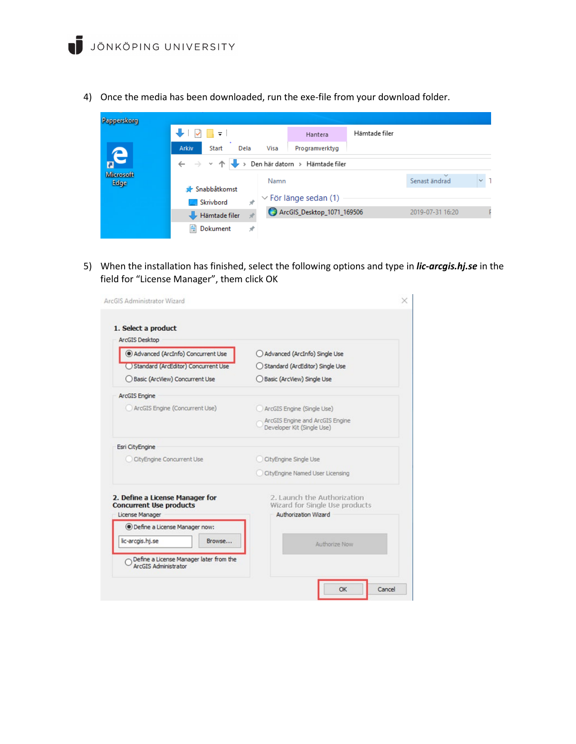4) Once the media has been downloaded, run the exe-file from your download folder.

5) When the installation has finished, select the following options and type in ***lic-arcgis.hj.se*** in the field for "License Manager", them click OK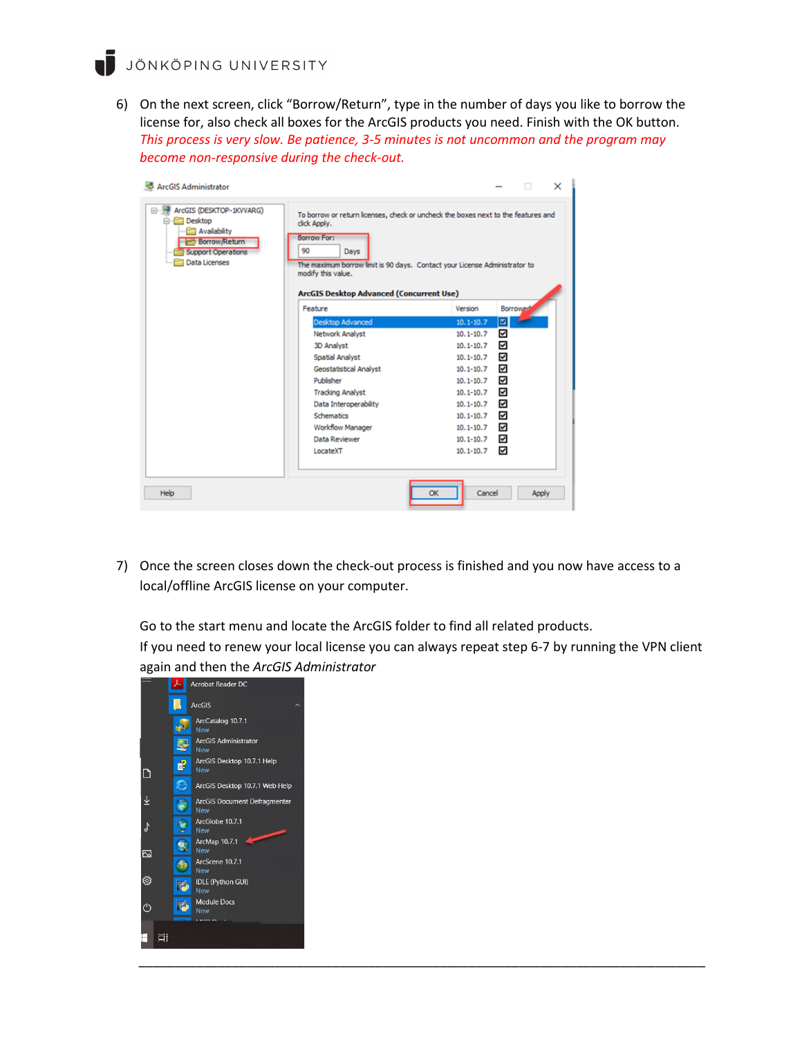6) On the next screen, click "Borrow/Return", type in the number of days you like to borrow the license for, also check all boxes for the ArcGIS products you need. Finish with the OK button. *This process is very slow. Be patience, 3-5 minutes is not uncommon and the program may become non-responsive during the check-out.*

7) Once the screen closes down the check-out process is finished and you now have access to a local/offline ArcGIS license on your computer.

   Go to the start menu and locate the ArcGIS folder to find all related products.
   If you need to renew your local license you can always repeat step 6-7 by running the VPN client again and then the *ArcGIS Administrator*